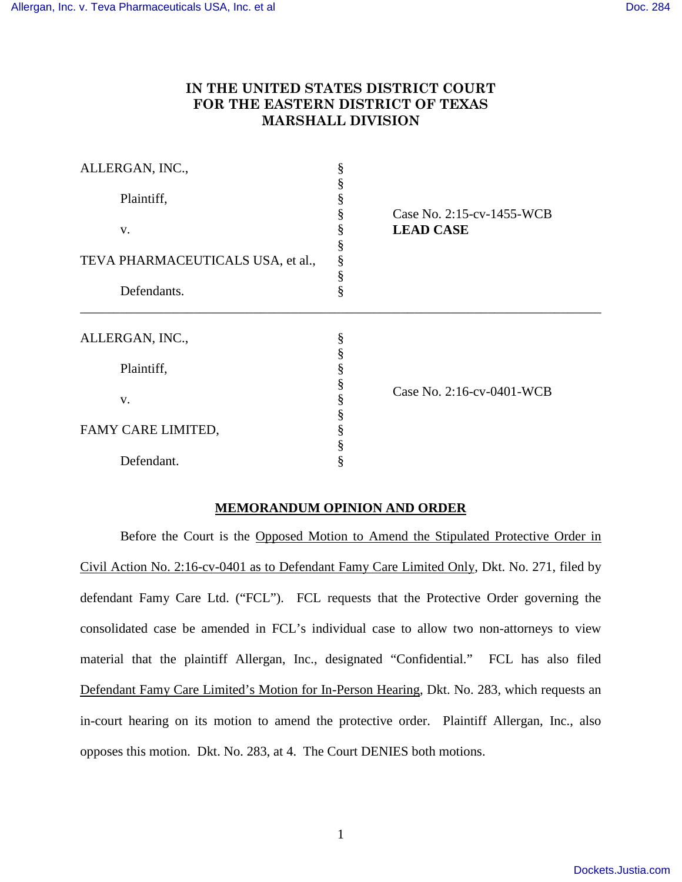# IN THE UNITED STATES DISTRICT COURT FOR THE EASTERN DISTRICT OF TEXAS MARSHALL DIVISION

| | | |
|---|---|---|
| ALLERGAN, INC.,<br><br>Plaintiff,<br><br>v.<br><br>TEVA PHARMACEUTICALS USA, et al.,<br><br>Defendants. | §<br>§<br>§<br>§<br>§<br>§<br>§<br>§<br>§ | Case No. 2:15-cv-1455-WCB<br>**LEAD CASE** |

---

| | | |
|---|---|---|
| ALLERGAN, INC.,<br><br>Plaintiff,<br><br>v.<br><br>FAMY CARE LIMITED,<br><br>Defendant. | §<br>§<br>§<br>§<br>§<br>§<br>§<br>§<br>§ | Case No. 2:16-cv-0401-WCB |

## MEMORANDUM OPINION AND ORDER

Before the Court is the Opposed Motion to Amend the Stipulated Protective Order in Civil Action No. 2:16-cv-0401 as to Defendant Famy Care Limited Only, Dkt. No. 271, filed by defendant Famy Care Ltd. ("FCL"). FCL requests that the Protective Order governing the consolidated case be amended in FCL's individual case to allow two non-attorneys to view material that the plaintiff Allergan, Inc., designated "Confidential." FCL has also filed Defendant Famy Care Limited's Motion for In-Person Hearing, Dkt. No. 283, which requests an in-court hearing on its motion to amend the protective order. Plaintiff Allergan, Inc., also opposes this motion. Dkt. No. 283, at 4. The Court DENIES both motions.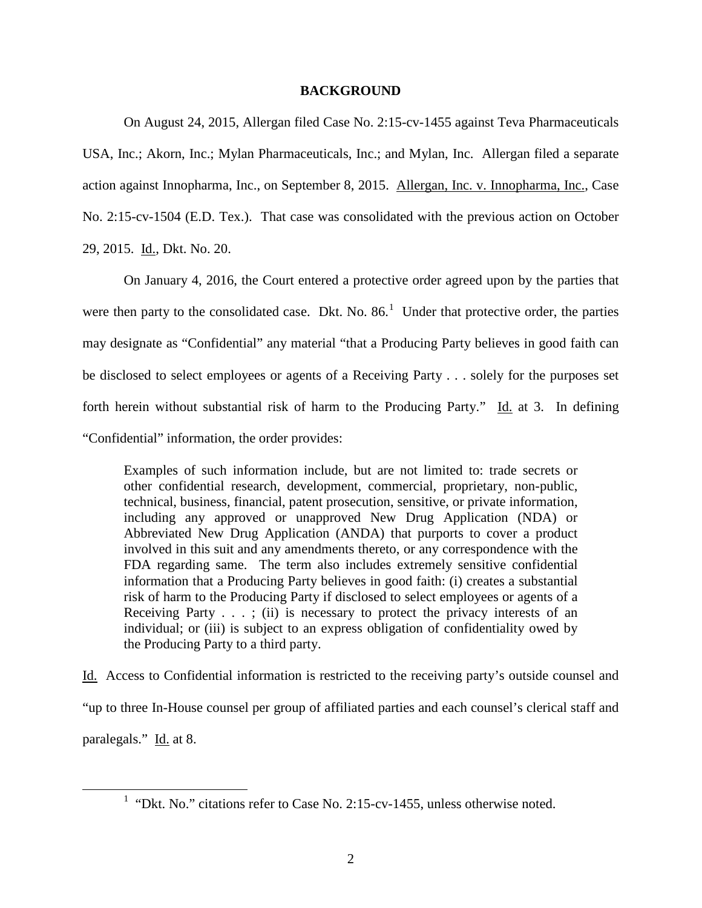## BACKGROUND

On August 24, 2015, Allergan filed Case No. 2:15-cv-1455 against Teva Pharmaceuticals USA, Inc.; Akorn, Inc.; Mylan Pharmaceuticals, Inc.; and Mylan, Inc. Allergan filed a separate action against Innopharma, Inc., on September 8, 2015. Allergan, Inc. v. Innopharma, Inc., Case No. 2:15-cv-1504 (E.D. Tex.). That case was consolidated with the previous action on October 29, 2015. Id., Dkt. No. 20.

On January 4, 2016, the Court entered a protective order agreed upon by the parties that were then party to the consolidated case. Dkt. No. 86.[1] Under that protective order, the parties may designate as "Confidential" any material "that a Producing Party believes in good faith can be disclosed to select employees or agents of a Receiving Party . . . solely for the purposes set forth herein without substantial risk of harm to the Producing Party." Id. at 3. In defining "Confidential" information, the order provides:

> Examples of such information include, but are not limited to: trade secrets or other confidential research, development, commercial, proprietary, non-public, technical, business, financial, patent prosecution, sensitive, or private information, including any approved or unapproved New Drug Application (NDA) or Abbreviated New Drug Application (ANDA) that purports to cover a product involved in this suit and any amendments thereto, or any correspondence with the FDA regarding same. The term also includes extremely sensitive confidential information that a Producing Party believes in good faith: (i) creates a substantial risk of harm to the Producing Party if disclosed to select employees or agents of a Receiving Party . . . ; (ii) is necessary to protect the privacy interests of an individual; or (iii) is subject to an express obligation of confidentiality owed by the Producing Party to a third party.

Id. Access to Confidential information is restricted to the receiving party's outside counsel and "up to three In-House counsel per group of affiliated parties and each counsel's clerical staff and paralegals." Id. at 8.

[1] "Dkt. No." citations refer to Case No. 2:15-cv-1455, unless otherwise noted.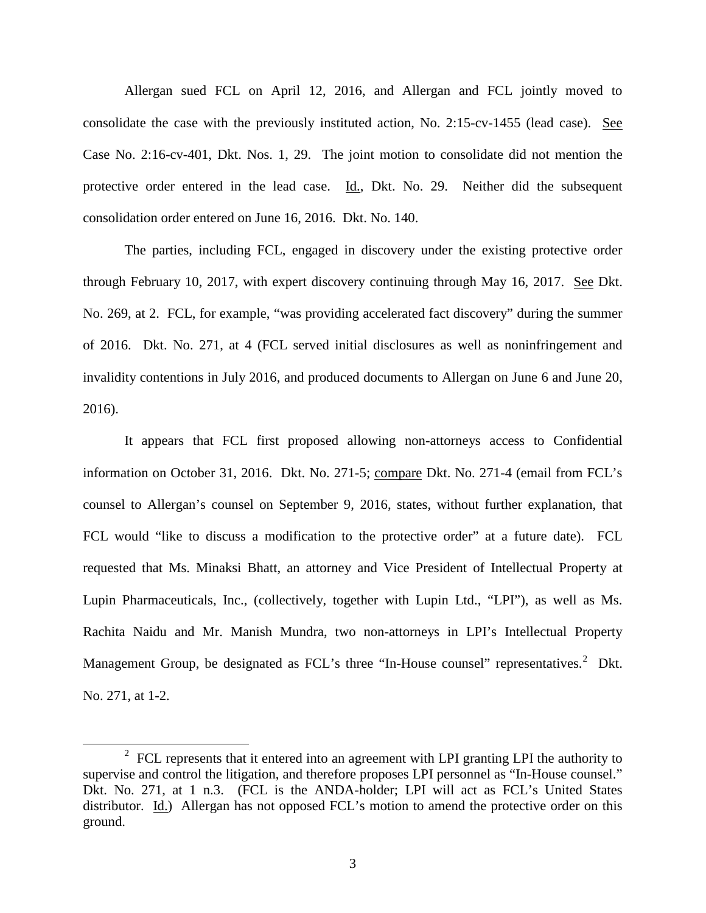Allergan sued FCL on April 12, 2016, and Allergan and FCL jointly moved to consolidate the case with the previously instituted action, No. 2:15-cv-1455 (lead case). See Case No. 2:16-cv-401, Dkt. Nos. 1, 29. The joint motion to consolidate did not mention the protective order entered in the lead case. Id., Dkt. No. 29. Neither did the subsequent consolidation order entered on June 16, 2016. Dkt. No. 140.

The parties, including FCL, engaged in discovery under the existing protective order through February 10, 2017, with expert discovery continuing through May 16, 2017. See Dkt. No. 269, at 2. FCL, for example, "was providing accelerated fact discovery" during the summer of 2016. Dkt. No. 271, at 4 (FCL served initial disclosures as well as noninfringement and invalidity contentions in July 2016, and produced documents to Allergan on June 6 and June 20, 2016).

It appears that FCL first proposed allowing non-attorneys access to Confidential information on October 31, 2016. Dkt. No. 271-5; compare Dkt. No. 271-4 (email from FCL's counsel to Allergan's counsel on September 9, 2016, states, without further explanation, that FCL would "like to discuss a modification to the protective order" at a future date). FCL requested that Ms. Minaksi Bhatt, an attorney and Vice President of Intellectual Property at Lupin Pharmaceuticals, Inc., (collectively, together with Lupin Ltd., "LPI"), as well as Ms. Rachita Naidu and Mr. Manish Mundra, two non-attorneys in LPI's Intellectual Property Management Group, be designated as FCL's three "In-House counsel" representatives.[2] Dkt. No. 271, at 1-2.

[2] FCL represents that it entered into an agreement with LPI granting LPI the authority to supervise and control the litigation, and therefore proposes LPI personnel as "In-House counsel." Dkt. No. 271, at 1 n.3. (FCL is the ANDA-holder; LPI will act as FCL's United States distributor. Id.) Allergan has not opposed FCL's motion to amend the protective order on this ground.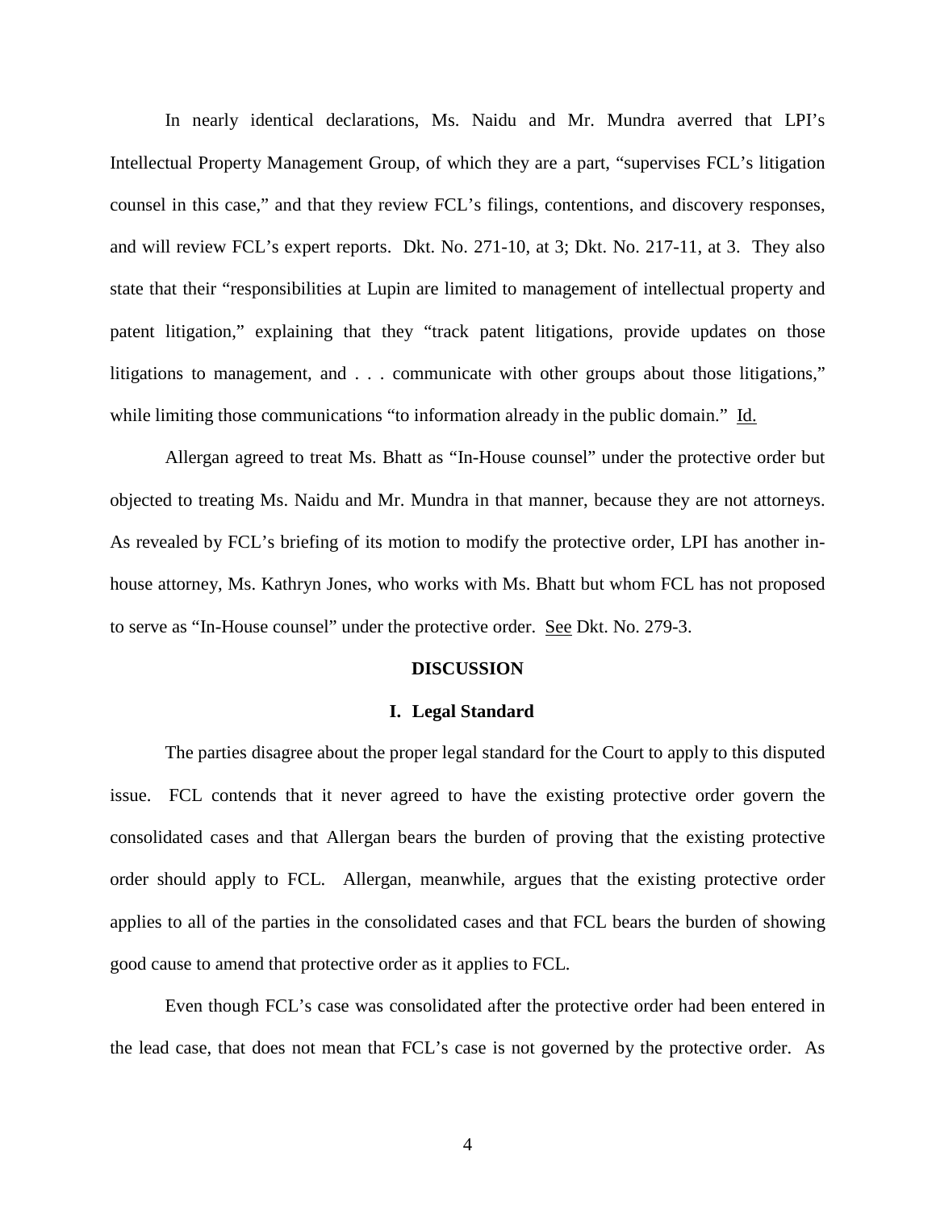In nearly identical declarations, Ms. Naidu and Mr. Mundra averred that LPI's Intellectual Property Management Group, of which they are a part, "supervises FCL's litigation counsel in this case," and that they review FCL's filings, contentions, and discovery responses, and will review FCL's expert reports. Dkt. No. 271-10, at 3; Dkt. No. 217-11, at 3. They also state that their "responsibilities at Lupin are limited to management of intellectual property and patent litigation," explaining that they "track patent litigations, provide updates on those litigations to management, and . . . communicate with other groups about those litigations," while limiting those communications "to information already in the public domain." Id.

Allergan agreed to treat Ms. Bhatt as "In-House counsel" under the protective order but objected to treating Ms. Naidu and Mr. Mundra in that manner, because they are not attorneys. As revealed by FCL's briefing of its motion to modify the protective order, LPI has another in-house attorney, Ms. Kathryn Jones, who works with Ms. Bhatt but whom FCL has not proposed to serve as "In-House counsel" under the protective order. See Dkt. No. 279-3.

## DISCUSSION

### I. Legal Standard

The parties disagree about the proper legal standard for the Court to apply to this disputed issue. FCL contends that it never agreed to have the existing protective order govern the consolidated cases and that Allergan bears the burden of proving that the existing protective order should apply to FCL. Allergan, meanwhile, argues that the existing protective order applies to all of the parties in the consolidated cases and that FCL bears the burden of showing good cause to amend that protective order as it applies to FCL.

Even though FCL's case was consolidated after the protective order had been entered in the lead case, that does not mean that FCL's case is not governed by the protective order. As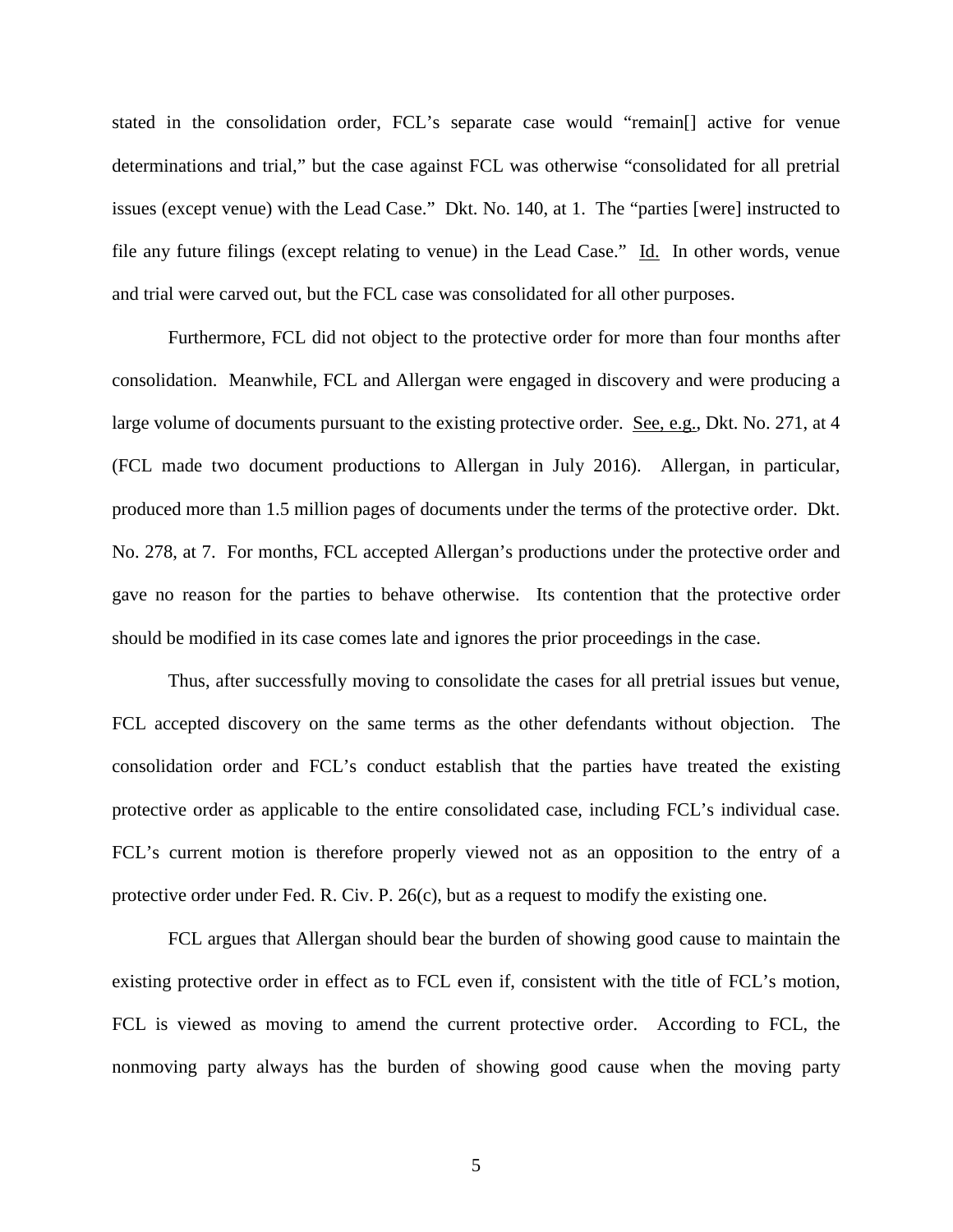stated in the consolidation order, FCL's separate case would "remain[] active for venue determinations and trial," but the case against FCL was otherwise "consolidated for all pretrial issues (except venue) with the Lead Case." Dkt. No. 140, at 1. The "parties [were] instructed to file any future filings (except relating to venue) in the Lead Case." Id. In other words, venue and trial were carved out, but the FCL case was consolidated for all other purposes.

Furthermore, FCL did not object to the protective order for more than four months after consolidation. Meanwhile, FCL and Allergan were engaged in discovery and were producing a large volume of documents pursuant to the existing protective order. See, e.g., Dkt. No. 271, at 4 (FCL made two document productions to Allergan in July 2016). Allergan, in particular, produced more than 1.5 million pages of documents under the terms of the protective order. Dkt. No. 278, at 7. For months, FCL accepted Allergan's productions under the protective order and gave no reason for the parties to behave otherwise. Its contention that the protective order should be modified in its case comes late and ignores the prior proceedings in the case.

Thus, after successfully moving to consolidate the cases for all pretrial issues but venue, FCL accepted discovery on the same terms as the other defendants without objection. The consolidation order and FCL's conduct establish that the parties have treated the existing protective order as applicable to the entire consolidated case, including FCL's individual case. FCL's current motion is therefore properly viewed not as an opposition to the entry of a protective order under Fed. R. Civ. P. 26(c), but as a request to modify the existing one.

FCL argues that Allergan should bear the burden of showing good cause to maintain the existing protective order in effect as to FCL even if, consistent with the title of FCL's motion, FCL is viewed as moving to amend the current protective order. According to FCL, the nonmoving party always has the burden of showing good cause when the moving party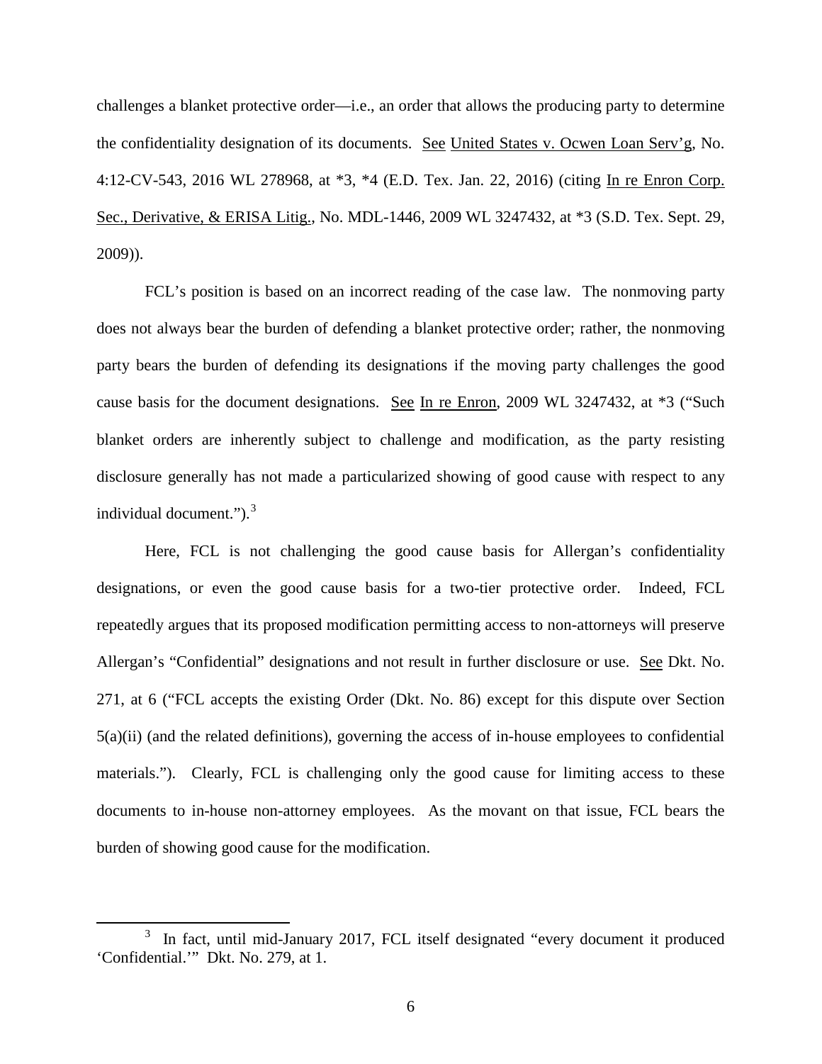challenges a blanket protective order—i.e., an order that allows the producing party to determine the confidentiality designation of its documents. See United States v. Ocwen Loan Serv'g, No. 4:12-CV-543, 2016 WL 278968, at *3, *4 (E.D. Tex. Jan. 22, 2016) (citing In re Enron Corp. Sec., Derivative, & ERISA Litig., No. MDL-1446, 2009 WL 3247432, at *3 (S.D. Tex. Sept. 29, 2009)).

FCL's position is based on an incorrect reading of the case law. The nonmoving party does not always bear the burden of defending a blanket protective order; rather, the nonmoving party bears the burden of defending its designations if the moving party challenges the good cause basis for the document designations. See In re Enron, 2009 WL 3247432, at *3 ("Such blanket orders are inherently subject to challenge and modification, as the party resisting disclosure generally has not made a particularized showing of good cause with respect to any individual document.").[3]

Here, FCL is not challenging the good cause basis for Allergan's confidentiality designations, or even the good cause basis for a two-tier protective order. Indeed, FCL repeatedly argues that its proposed modification permitting access to non-attorneys will preserve Allergan's "Confidential" designations and not result in further disclosure or use. See Dkt. No. 271, at 6 ("FCL accepts the existing Order (Dkt. No. 86) except for this dispute over Section 5(a)(ii) (and the related definitions), governing the access of in-house employees to confidential materials."). Clearly, FCL is challenging only the good cause for limiting access to these documents to in-house non-attorney employees. As the movant on that issue, FCL bears the burden of showing good cause for the modification.

---

[3] In fact, until mid-January 2017, FCL itself designated "every document it produced 'Confidential.'" Dkt. No. 279, at 1.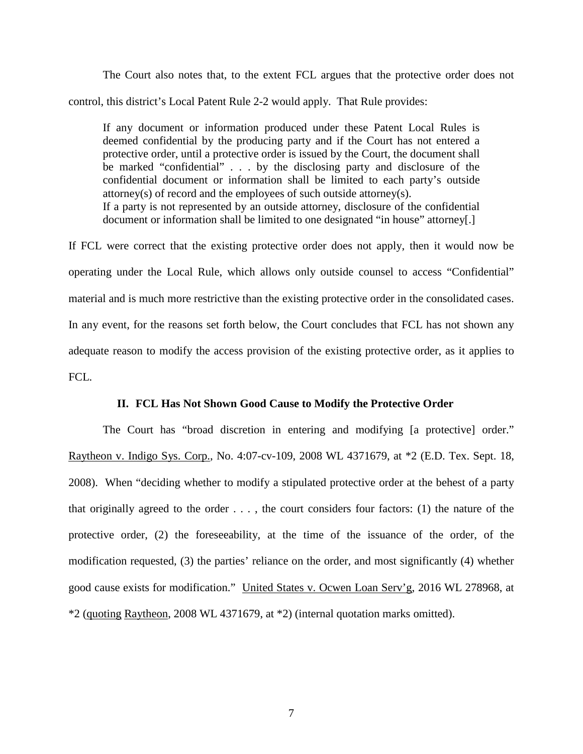The Court also notes that, to the extent FCL argues that the protective order does not control, this district's Local Patent Rule 2-2 would apply. That Rule provides:

> If any document or information produced under these Patent Local Rules is deemed confidential by the producing party and if the Court has not entered a protective order, until a protective order is issued by the Court, the document shall be marked "confidential" . . . by the disclosing party and disclosure of the confidential document or information shall be limited to each party's outside attorney(s) of record and the employees of such outside attorney(s).
> If a party is not represented by an outside attorney, disclosure of the confidential document or information shall be limited to one designated "in house" attorney[.]

If FCL were correct that the existing protective order does not apply, then it would now be operating under the Local Rule, which allows only outside counsel to access "Confidential" material and is much more restrictive than the existing protective order in the consolidated cases. In any event, for the reasons set forth below, the Court concludes that FCL has not shown any adequate reason to modify the access provision of the existing protective order, as it applies to FCL.

## II. FCL Has Not Shown Good Cause to Modify the Protective Order

The Court has "broad discretion in entering and modifying [a protective] order." Raytheon v. Indigo Sys. Corp., No. 4:07-cv-109, 2008 WL 4371679, at *2 (E.D. Tex. Sept. 18, 2008). When "deciding whether to modify a stipulated protective order at the behest of a party that originally agreed to the order . . . , the court considers four factors: (1) the nature of the protective order, (2) the foreseeability, at the time of the issuance of the order, of the modification requested, (3) the parties' reliance on the order, and most significantly (4) whether good cause exists for modification." United States v. Ocwen Loan Serv'g, 2016 WL 278968, at *2 (quoting Raytheon, 2008 WL 4371679, at *2) (internal quotation marks omitted).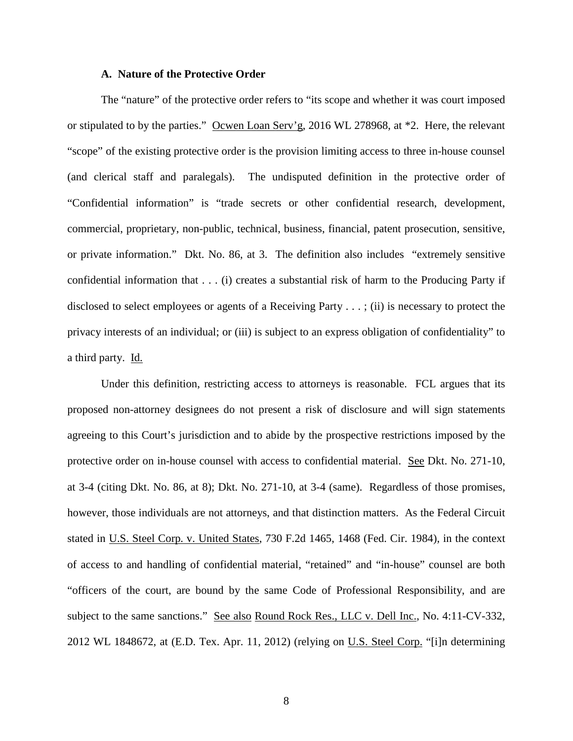### A. Nature of the Protective Order

The "nature" of the protective order refers to "its scope and whether it was court imposed or stipulated to by the parties." Ocwen Loan Serv'g, 2016 WL 278968, at *2. Here, the relevant "scope" of the existing protective order is the provision limiting access to three in-house counsel (and clerical staff and paralegals). The undisputed definition in the protective order of "Confidential information" is "trade secrets or other confidential research, development, commercial, proprietary, non-public, technical, business, financial, patent prosecution, sensitive, or private information." Dkt. No. 86, at 3. The definition also includes "extremely sensitive confidential information that . . . (i) creates a substantial risk of harm to the Producing Party if disclosed to select employees or agents of a Receiving Party . . . ; (ii) is necessary to protect the privacy interests of an individual; or (iii) is subject to an express obligation of confidentiality" to a third party. Id.

Under this definition, restricting access to attorneys is reasonable. FCL argues that its proposed non-attorney designees do not present a risk of disclosure and will sign statements agreeing to this Court's jurisdiction and to abide by the prospective restrictions imposed by the protective order on in-house counsel with access to confidential material. See Dkt. No. 271-10, at 3-4 (citing Dkt. No. 86, at 8); Dkt. No. 271-10, at 3-4 (same). Regardless of those promises, however, those individuals are not attorneys, and that distinction matters. As the Federal Circuit stated in U.S. Steel Corp. v. United States, 730 F.2d 1465, 1468 (Fed. Cir. 1984), in the context of access to and handling of confidential material, "retained" and "in-house" counsel are both "officers of the court, are bound by the same Code of Professional Responsibility, and are subject to the same sanctions." See also Round Rock Res., LLC v. Dell Inc., No. 4:11-CV-332, 2012 WL 1848672, at (E.D. Tex. Apr. 11, 2012) (relying on U.S. Steel Corp. "[i]n determining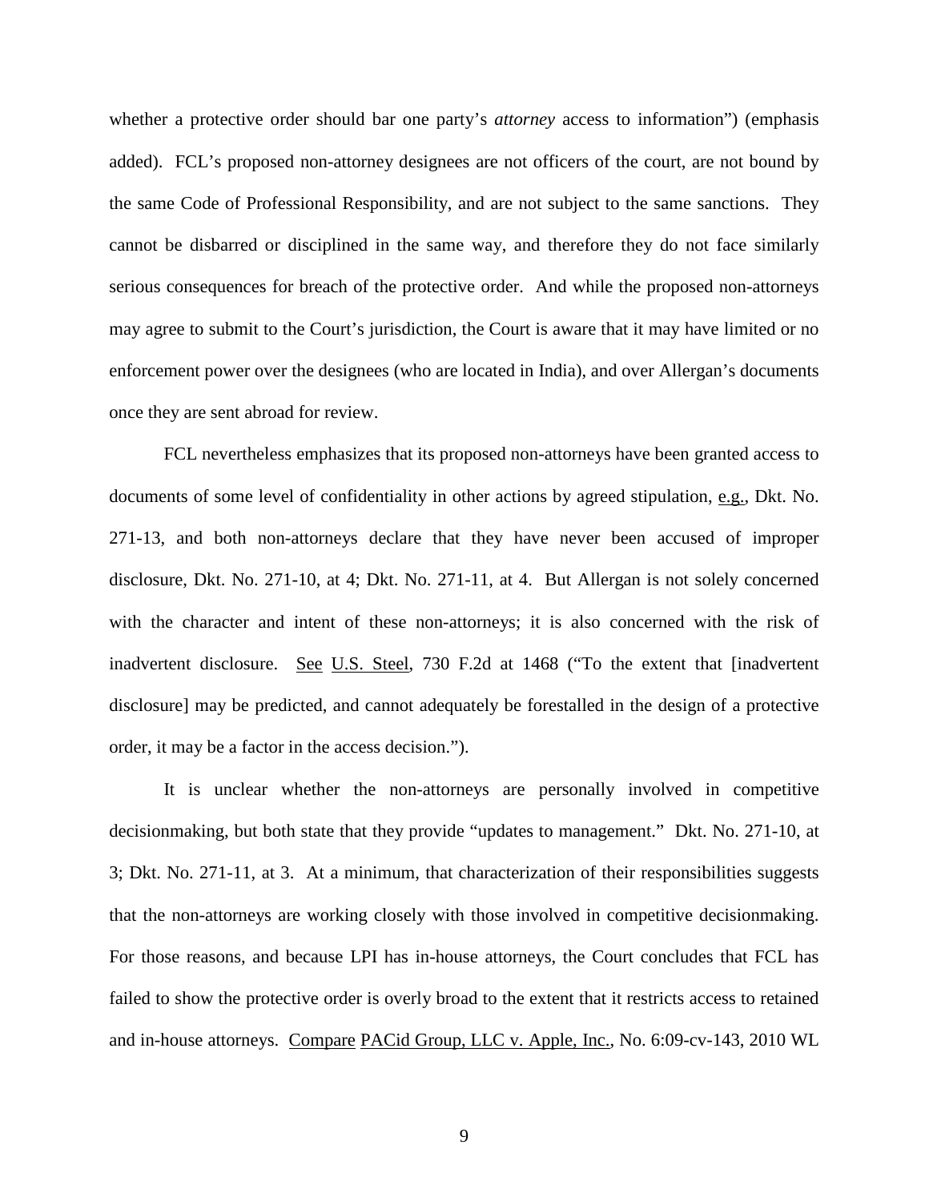whether a protective order should bar one party's *attorney* access to information") (emphasis added). FCL's proposed non-attorney designees are not officers of the court, are not bound by the same Code of Professional Responsibility, and are not subject to the same sanctions. They cannot be disbarred or disciplined in the same way, and therefore they do not face similarly serious consequences for breach of the protective order. And while the proposed non-attorneys may agree to submit to the Court's jurisdiction, the Court is aware that it may have limited or no enforcement power over the designees (who are located in India), and over Allergan's documents once they are sent abroad for review.

FCL nevertheless emphasizes that its proposed non-attorneys have been granted access to documents of some level of confidentiality in other actions by agreed stipulation, e.g., Dkt. No. 271-13, and both non-attorneys declare that they have never been accused of improper disclosure, Dkt. No. 271-10, at 4; Dkt. No. 271-11, at 4. But Allergan is not solely concerned with the character and intent of these non-attorneys; it is also concerned with the risk of inadvertent disclosure. See U.S. Steel, 730 F.2d at 1468 ("To the extent that [inadvertent disclosure] may be predicted, and cannot adequately be forestalled in the design of a protective order, it may be a factor in the access decision.").

It is unclear whether the non-attorneys are personally involved in competitive decisionmaking, but both state that they provide "updates to management." Dkt. No. 271-10, at 3; Dkt. No. 271-11, at 3. At a minimum, that characterization of their responsibilities suggests that the non-attorneys are working closely with those involved in competitive decisionmaking. For those reasons, and because LPI has in-house attorneys, the Court concludes that FCL has failed to show the protective order is overly broad to the extent that it restricts access to retained and in-house attorneys. Compare PACid Group, LLC v. Apple, Inc., No. 6:09-cv-143, 2010 WL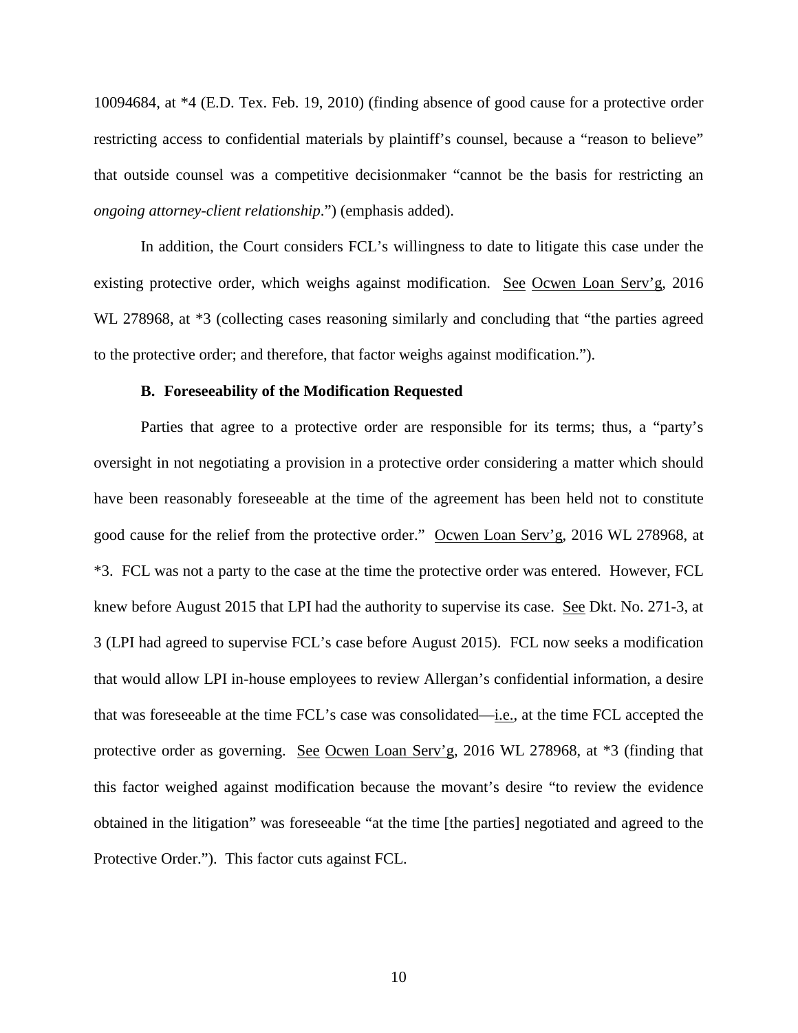10094684, at *4 (E.D. Tex. Feb. 19, 2010) (finding absence of good cause for a protective order restricting access to confidential materials by plaintiff's counsel, because a "reason to believe" that outside counsel was a competitive decisionmaker "cannot be the basis for restricting an *ongoing attorney-client relationship*.") (emphasis added).

In addition, the Court considers FCL's willingness to date to litigate this case under the existing protective order, which weighs against modification. See Ocwen Loan Serv'g, 2016 WL 278968, at *3 (collecting cases reasoning similarly and concluding that "the parties agreed to the protective order; and therefore, that factor weighs against modification.").

**B. Foreseeability of the Modification Requested**

Parties that agree to a protective order are responsible for its terms; thus, a "party's oversight in not negotiating a provision in a protective order considering a matter which should have been reasonably foreseeable at the time of the agreement has been held not to constitute good cause for the relief from the protective order." Ocwen Loan Serv'g, 2016 WL 278968, at *3. FCL was not a party to the case at the time the protective order was entered. However, FCL knew before August 2015 that LPI had the authority to supervise its case. See Dkt. No. 271-3, at 3 (LPI had agreed to supervise FCL's case before August 2015). FCL now seeks a modification that would allow LPI in-house employees to review Allergan's confidential information, a desire that was foreseeable at the time FCL's case was consolidated—i.e., at the time FCL accepted the protective order as governing. See Ocwen Loan Serv'g, 2016 WL 278968, at *3 (finding that this factor weighed against modification because the movant's desire "to review the evidence obtained in the litigation" was foreseeable "at the time [the parties] negotiated and agreed to the Protective Order."). This factor cuts against FCL.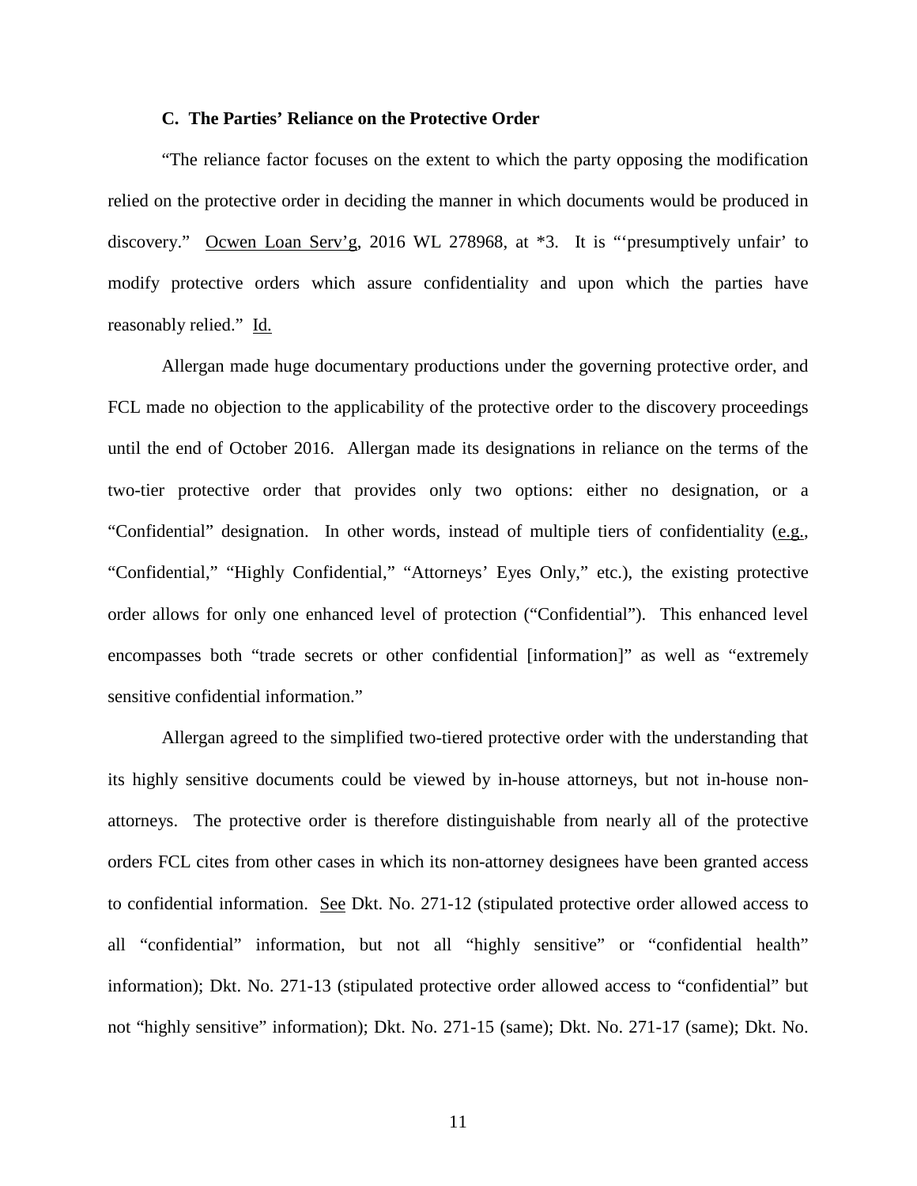### C. The Parties' Reliance on the Protective Order

"The reliance factor focuses on the extent to which the party opposing the modification relied on the protective order in deciding the manner in which documents would be produced in discovery." Ocwen Loan Serv'g, 2016 WL 278968, at *3. It is "'presumptively unfair' to modify protective orders which assure confidentiality and upon which the parties have reasonably relied." Id.

Allergan made huge documentary productions under the governing protective order, and FCL made no objection to the applicability of the protective order to the discovery proceedings until the end of October 2016. Allergan made its designations in reliance on the terms of the two-tier protective order that provides only two options: either no designation, or a "Confidential" designation. In other words, instead of multiple tiers of confidentiality (e.g., "Confidential," "Highly Confidential," "Attorneys' Eyes Only," etc.), the existing protective order allows for only one enhanced level of protection ("Confidential"). This enhanced level encompasses both "trade secrets or other confidential [information]" as well as "extremely sensitive confidential information."

Allergan agreed to the simplified two-tiered protective order with the understanding that its highly sensitive documents could be viewed by in-house attorneys, but not in-house non-attorneys. The protective order is therefore distinguishable from nearly all of the protective orders FCL cites from other cases in which its non-attorney designees have been granted access to confidential information. See Dkt. No. 271-12 (stipulated protective order allowed access to all "confidential" information, but not all "highly sensitive" or "confidential health" information); Dkt. No. 271-13 (stipulated protective order allowed access to "confidential" but not "highly sensitive" information); Dkt. No. 271-15 (same); Dkt. No. 271-17 (same); Dkt. No.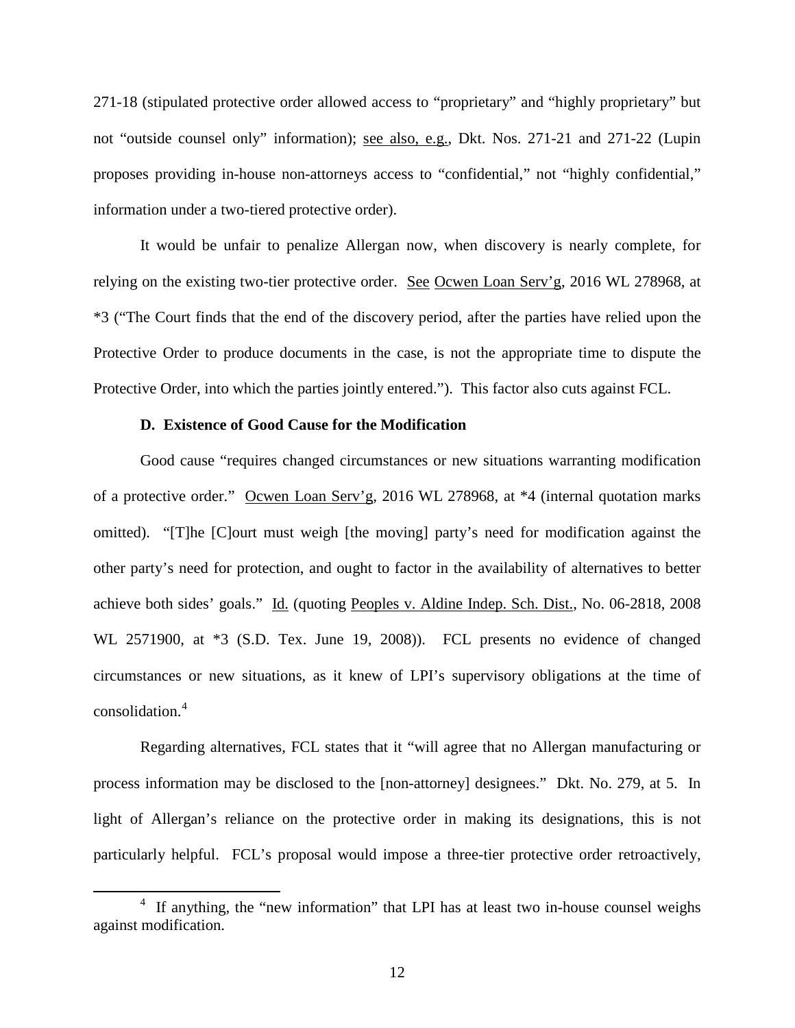271-18 (stipulated protective order allowed access to "proprietary" and "highly proprietary" but not "outside counsel only" information); see also, e.g., Dkt. Nos. 271-21 and 271-22 (Lupin proposes providing in-house non-attorneys access to "confidential," not "highly confidential," information under a two-tiered protective order).

It would be unfair to penalize Allergan now, when discovery is nearly complete, for relying on the existing two-tier protective order. See Ocwen Loan Serv'g, 2016 WL 278968, at *3 ("The Court finds that the end of the discovery period, after the parties have relied upon the Protective Order to produce documents in the case, is not the appropriate time to dispute the Protective Order, into which the parties jointly entered."). This factor also cuts against FCL.

### D. Existence of Good Cause for the Modification

Good cause "requires changed circumstances or new situations warranting modification of a protective order." Ocwen Loan Serv'g, 2016 WL 278968, at *4 (internal quotation marks omitted). "[T]he [C]ourt must weigh [the moving] party's need for modification against the other party's need for protection, and ought to factor in the availability of alternatives to better achieve both sides' goals." Id. (quoting Peoples v. Aldine Indep. Sch. Dist., No. 06-2818, 2008 WL 2571900, at *3 (S.D. Tex. June 19, 2008)). FCL presents no evidence of changed circumstances or new situations, as it knew of LPI's supervisory obligations at the time of consolidation.[4]

Regarding alternatives, FCL states that it "will agree that no Allergan manufacturing or process information may be disclosed to the [non-attorney] designees." Dkt. No. 279, at 5. In light of Allergan's reliance on the protective order in making its designations, this is not particularly helpful. FCL's proposal would impose a three-tier protective order retroactively,

[4] If anything, the "new information" that LPI has at least two in-house counsel weighs against modification.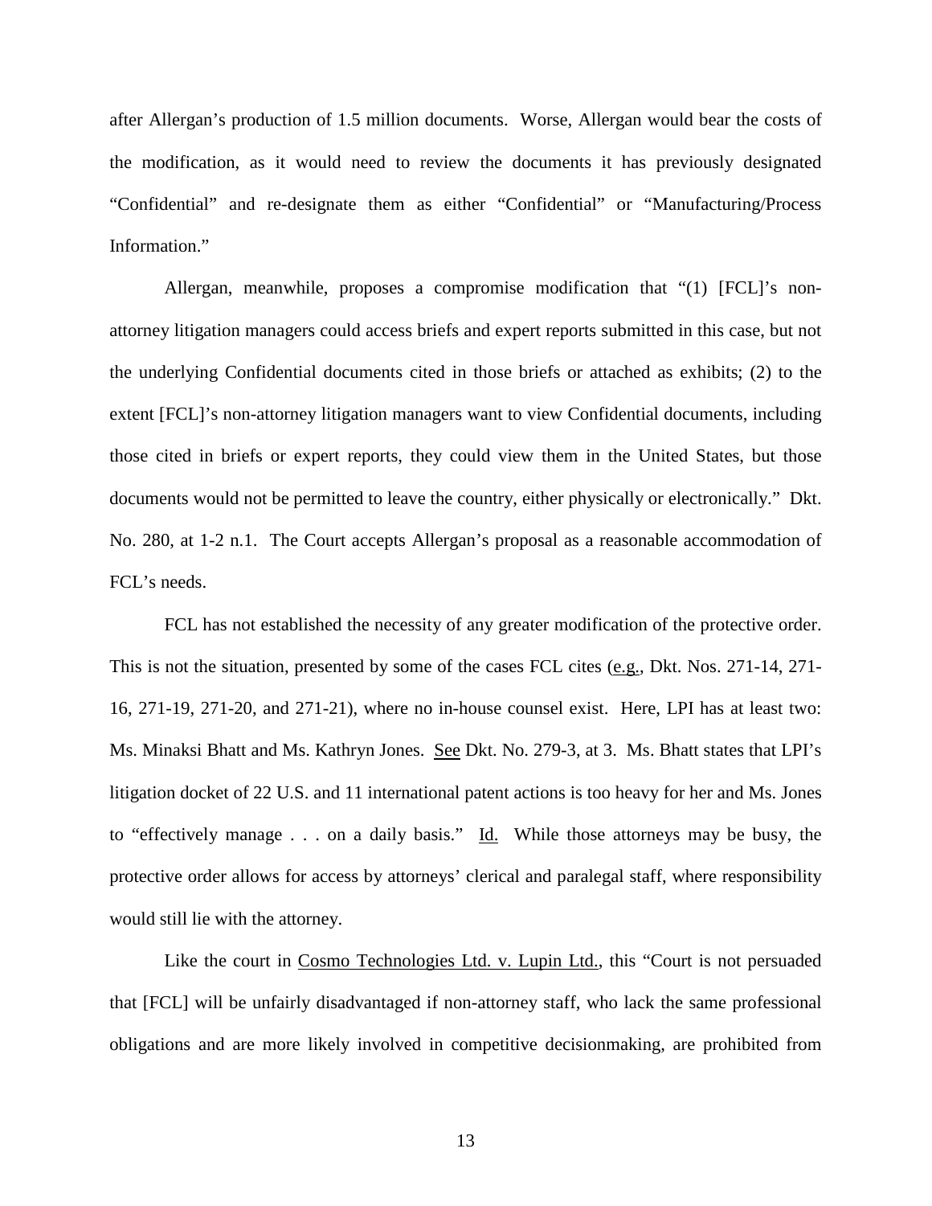after Allergan's production of 1.5 million documents. Worse, Allergan would bear the costs of the modification, as it would need to review the documents it has previously designated "Confidential" and re-designate them as either "Confidential" or "Manufacturing/Process Information."

Allergan, meanwhile, proposes a compromise modification that "(1) [FCL]'s non-attorney litigation managers could access briefs and expert reports submitted in this case, but not the underlying Confidential documents cited in those briefs or attached as exhibits; (2) to the extent [FCL]'s non-attorney litigation managers want to view Confidential documents, including those cited in briefs or expert reports, they could view them in the United States, but those documents would not be permitted to leave the country, either physically or electronically." Dkt. No. 280, at 1-2 n.1. The Court accepts Allergan's proposal as a reasonable accommodation of FCL's needs.

FCL has not established the necessity of any greater modification of the protective order. This is not the situation, presented by some of the cases FCL cites (e.g., Dkt. Nos. 271-14, 271-16, 271-19, 271-20, and 271-21), where no in-house counsel exist. Here, LPI has at least two: Ms. Minaksi Bhatt and Ms. Kathryn Jones. See Dkt. No. 279-3, at 3. Ms. Bhatt states that LPI's litigation docket of 22 U.S. and 11 international patent actions is too heavy for her and Ms. Jones to "effectively manage . . . on a daily basis." Id. While those attorneys may be busy, the protective order allows for access by attorneys' clerical and paralegal staff, where responsibility would still lie with the attorney.

Like the court in Cosmo Technologies Ltd. v. Lupin Ltd., this "Court is not persuaded that [FCL] will be unfairly disadvantaged if non-attorney staff, who lack the same professional obligations and are more likely involved in competitive decisionmaking, are prohibited from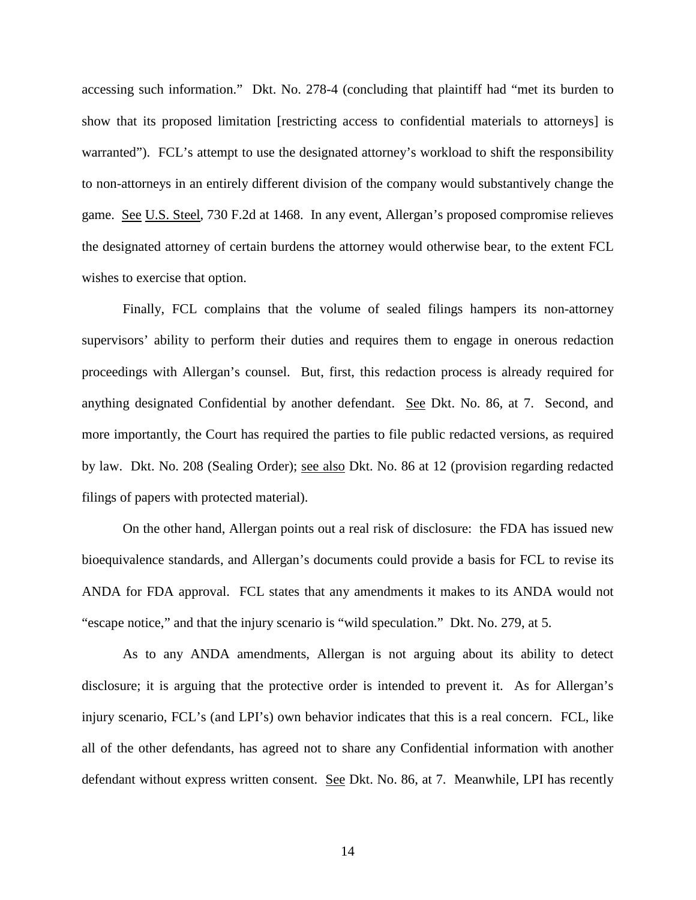accessing such information." Dkt. No. 278-4 (concluding that plaintiff had "met its burden to show that its proposed limitation [restricting access to confidential materials to attorneys] is warranted"). FCL's attempt to use the designated attorney's workload to shift the responsibility to non-attorneys in an entirely different division of the company would substantively change the game. See U.S. Steel, 730 F.2d at 1468. In any event, Allergan's proposed compromise relieves the designated attorney of certain burdens the attorney would otherwise bear, to the extent FCL wishes to exercise that option.

Finally, FCL complains that the volume of sealed filings hampers its non-attorney supervisors' ability to perform their duties and requires them to engage in onerous redaction proceedings with Allergan's counsel. But, first, this redaction process is already required for anything designated Confidential by another defendant. See Dkt. No. 86, at 7. Second, and more importantly, the Court has required the parties to file public redacted versions, as required by law. Dkt. No. 208 (Sealing Order); see also Dkt. No. 86 at 12 (provision regarding redacted filings of papers with protected material).

On the other hand, Allergan points out a real risk of disclosure: the FDA has issued new bioequivalence standards, and Allergan's documents could provide a basis for FCL to revise its ANDA for FDA approval. FCL states that any amendments it makes to its ANDA would not "escape notice," and that the injury scenario is "wild speculation." Dkt. No. 279, at 5.

As to any ANDA amendments, Allergan is not arguing about its ability to detect disclosure; it is arguing that the protective order is intended to prevent it. As for Allergan's injury scenario, FCL's (and LPI's) own behavior indicates that this is a real concern. FCL, like all of the other defendants, has agreed not to share any Confidential information with another defendant without express written consent. See Dkt. No. 86, at 7. Meanwhile, LPI has recently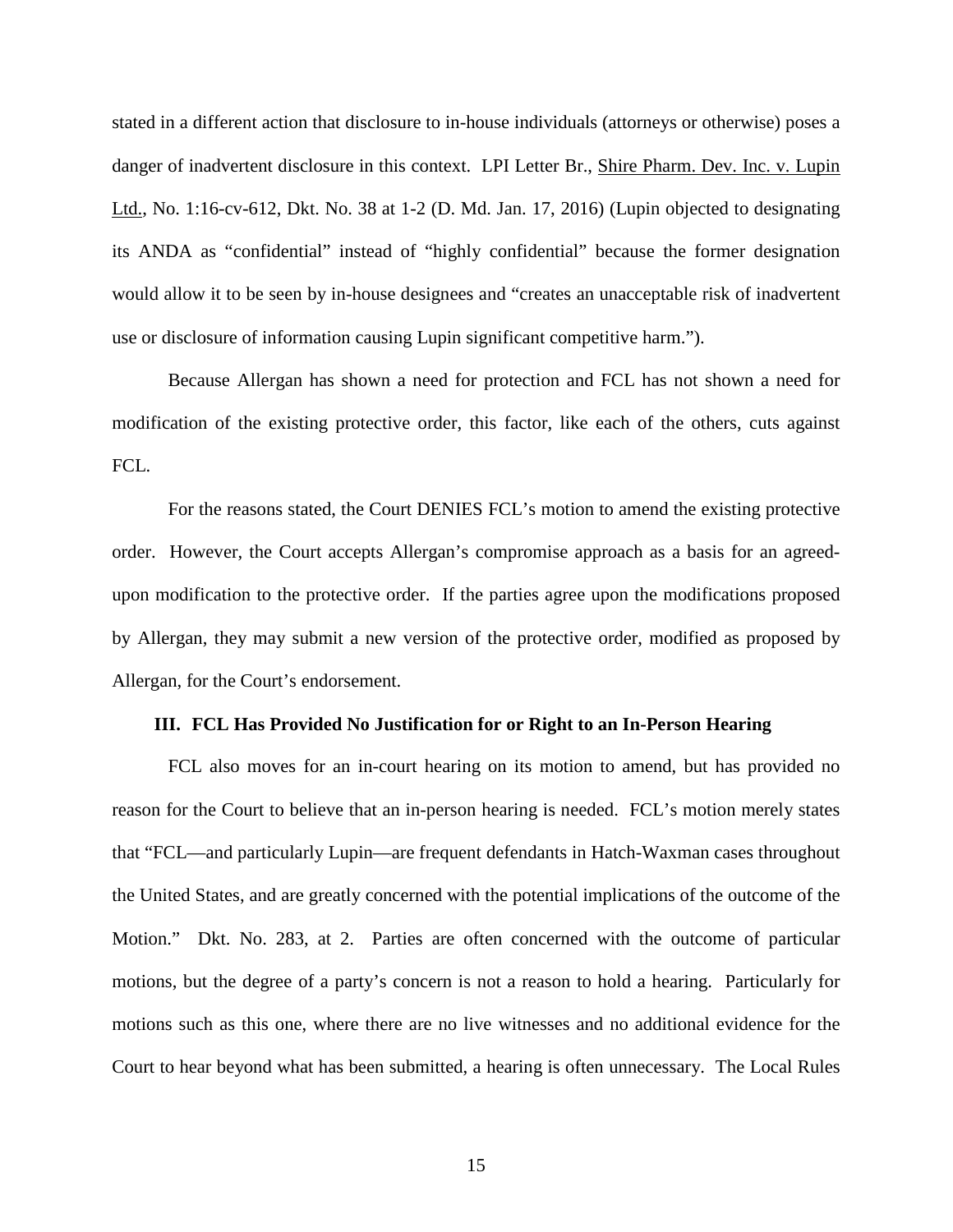stated in a different action that disclosure to in-house individuals (attorneys or otherwise) poses a danger of inadvertent disclosure in this context. LPI Letter Br., Shire Pharm. Dev. Inc. v. Lupin Ltd., No. 1:16-cv-612, Dkt. No. 38 at 1-2 (D. Md. Jan. 17, 2016) (Lupin objected to designating its ANDA as "confidential" instead of "highly confidential" because the former designation would allow it to be seen by in-house designees and "creates an unacceptable risk of inadvertent use or disclosure of information causing Lupin significant competitive harm.").

Because Allergan has shown a need for protection and FCL has not shown a need for modification of the existing protective order, this factor, like each of the others, cuts against FCL.

For the reasons stated, the Court DENIES FCL's motion to amend the existing protective order. However, the Court accepts Allergan's compromise approach as a basis for an agreed-upon modification to the protective order. If the parties agree upon the modifications proposed by Allergan, they may submit a new version of the protective order, modified as proposed by Allergan, for the Court's endorsement.

### III. FCL Has Provided No Justification for or Right to an In-Person Hearing

FCL also moves for an in-court hearing on its motion to amend, but has provided no reason for the Court to believe that an in-person hearing is needed. FCL's motion merely states that "FCL—and particularly Lupin—are frequent defendants in Hatch-Waxman cases throughout the United States, and are greatly concerned with the potential implications of the outcome of the Motion." Dkt. No. 283, at 2. Parties are often concerned with the outcome of particular motions, but the degree of a party's concern is not a reason to hold a hearing. Particularly for motions such as this one, where there are no live witnesses and no additional evidence for the Court to hear beyond what has been submitted, a hearing is often unnecessary. The Local Rules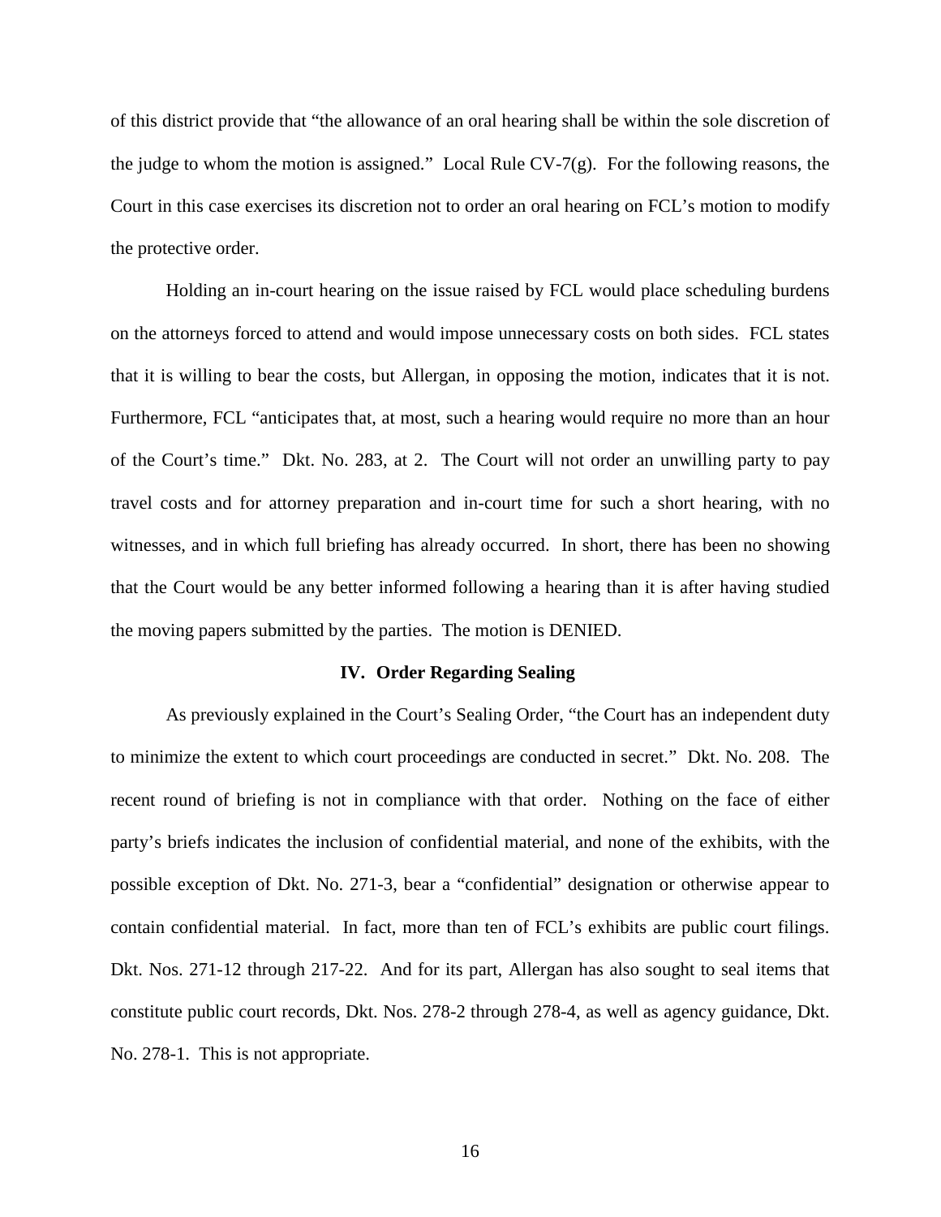of this district provide that "the allowance of an oral hearing shall be within the sole discretion of the judge to whom the motion is assigned." Local Rule CV-7(g). For the following reasons, the Court in this case exercises its discretion not to order an oral hearing on FCL's motion to modify the protective order.

Holding an in-court hearing on the issue raised by FCL would place scheduling burdens on the attorneys forced to attend and would impose unnecessary costs on both sides. FCL states that it is willing to bear the costs, but Allergan, in opposing the motion, indicates that it is not. Furthermore, FCL "anticipates that, at most, such a hearing would require no more than an hour of the Court's time." Dkt. No. 283, at 2. The Court will not order an unwilling party to pay travel costs and for attorney preparation and in-court time for such a short hearing, with no witnesses, and in which full briefing has already occurred. In short, there has been no showing that the Court would be any better informed following a hearing than it is after having studied the moving papers submitted by the parties. The motion is DENIED.

## IV. Order Regarding Sealing

As previously explained in the Court's Sealing Order, "the Court has an independent duty to minimize the extent to which court proceedings are conducted in secret." Dkt. No. 208. The recent round of briefing is not in compliance with that order. Nothing on the face of either party's briefs indicates the inclusion of confidential material, and none of the exhibits, with the possible exception of Dkt. No. 271-3, bear a "confidential" designation or otherwise appear to contain confidential material. In fact, more than ten of FCL's exhibits are public court filings. Dkt. Nos. 271-12 through 217-22. And for its part, Allergan has also sought to seal items that constitute public court records, Dkt. Nos. 278-2 through 278-4, as well as agency guidance, Dkt. No. 278-1. This is not appropriate.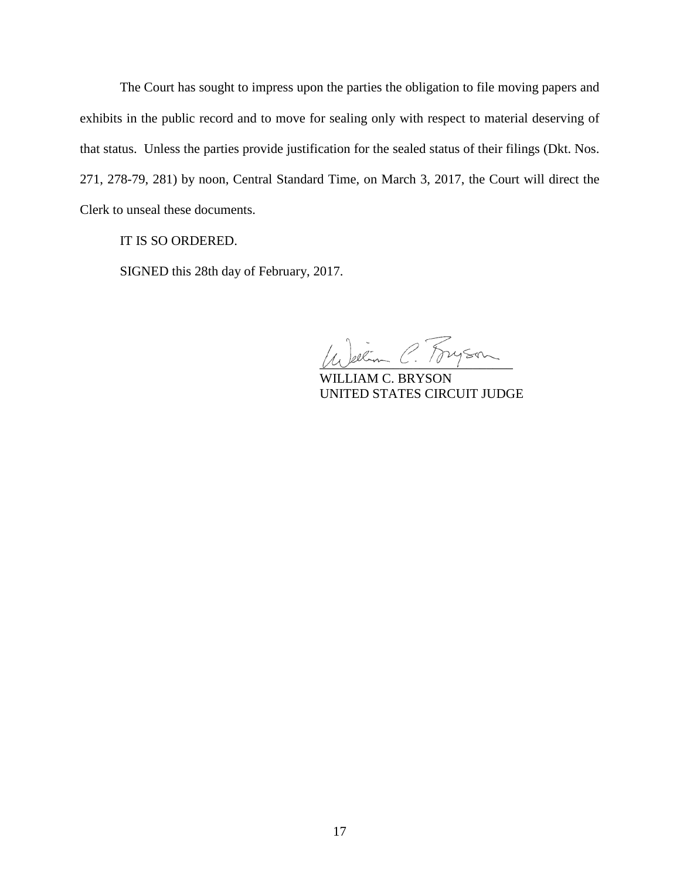The Court has sought to impress upon the parties the obligation to file moving papers and exhibits in the public record and to move for sealing only with respect to material deserving of that status. Unless the parties provide justification for the sealed status of their filings (Dkt. Nos. 271, 278-79, 281) by noon, Central Standard Time, on March 3, 2017, the Court will direct the Clerk to unseal these documents.

IT IS SO ORDERED.

SIGNED this 28th day of February, 2017.

WILLIAM C. BRYSON
UNITED STATES CIRCUIT JUDGE